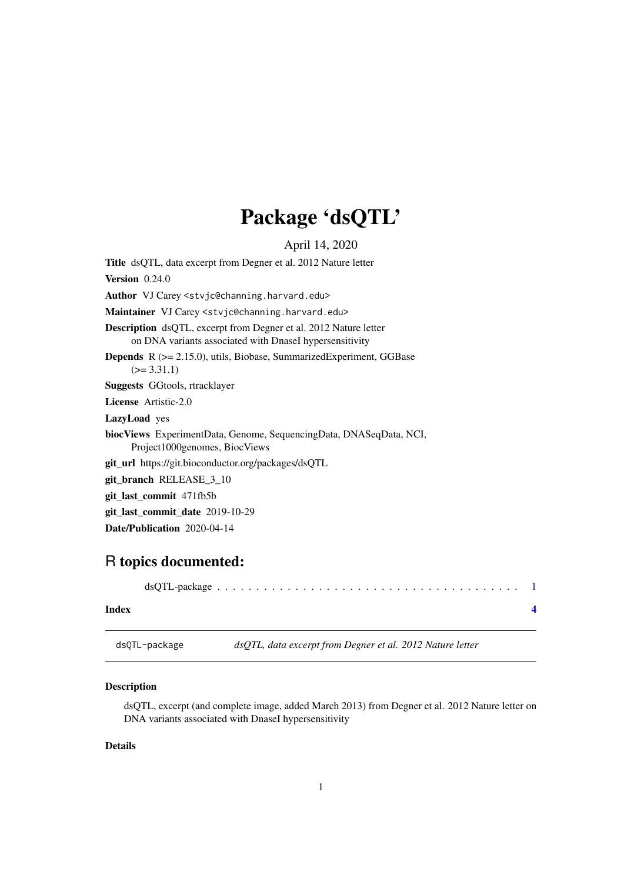# Package 'dsQTL'

April 14, 2020

**Title** dsQTL, data excerpt from Degner et al. 2012 Nature letter

**Version** 0.24.0

**Author** VJ Carey <stvjc@channing.harvard.edu>

**Maintainer** VJ Carey <stvjc@channing.harvard.edu>

**Description** dsQTL, excerpt from Degner et al. 2012 Nature letter on DNA variants associated with DnaseI hypersensitivity

**Depends** R (>= 2.15.0), utils, Biobase, SummarizedExperiment, GGBase (>= 3.31.1)

**Suggests** GGtools, rtracklayer

**License** Artistic-2.0

**LazyLoad** yes

**biocViews** ExperimentData, Genome, SequencingData, DNASeqData, NCI, Project1000genomes, BiocViews

**git_url** https://git.bioconductor.org/packages/dsQTL

**git_branch** RELEASE_3_10

**git_last_commit** 471fb5b

**git_last_commit_date** 2019-10-29

**Date/Publication** 2020-04-14

## R topics documented:

dsQTL-package . . . . . . . . . . . . . . . . . . . . . . . . . . . . . . . . . . . . . . 1

**Index** **4**

---

`dsQTL-package` *dsQTL, data excerpt from Degner et al. 2012 Nature letter*

---

### Description

dsQTL, excerpt (and complete image, added March 2013) from Degner et al. 2012 Nature letter on DNA variants associated with DnaseI hypersensitivity

### Details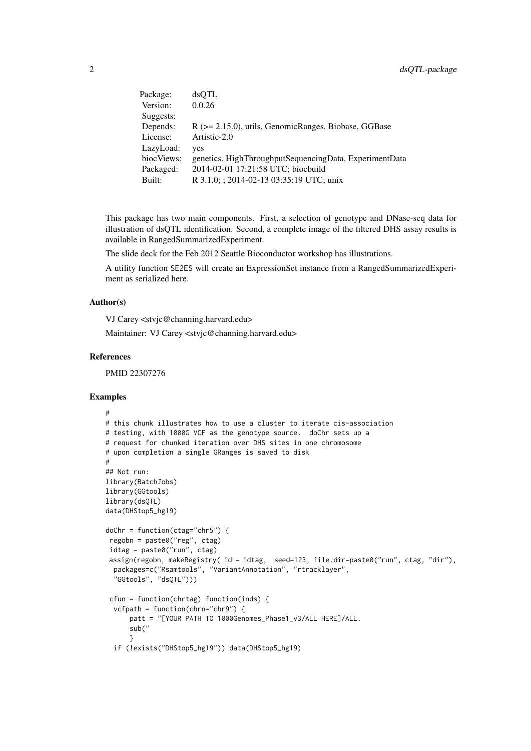| Package: | dsQTL |
|---|---|
| Version: | 0.0.26 |
| Suggests: | |
| Depends: | R (>= 2.15.0), utils, GenomicRanges, Biobase, GGBase |
| License: | Artistic-2.0 |
| LazyLoad: | yes |
| biocViews: | genetics, HighThroughputSequencingData, ExperimentData |
| Packaged: | 2014-02-01 17:21:58 UTC; biocbuild |
| Built: | R 3.1.0; ; 2014-02-13 03:35:19 UTC; unix |

This package has two main components. First, a selection of genotype and DNase-seq data for illustration of dsQTL identification. Second, a complete image of the filtered DHS assay results is available in RangedSummarizedExperiment.

The slide deck for the Feb 2012 Seattle Bioconductor workshop has illustrations.

A utility function SE2ES will create an ExpressionSet instance from a RangedSummarizedExperiment as serialized here.

### Author(s)

VJ Carey <stvjc@channing.harvard.edu>

Maintainer: VJ Carey <stvjc@channing.harvard.edu>

### References

PMID 22307276

### Examples

```
#
# this chunk illustrates how to use a cluster to iterate cis-association
# testing, with 1000G VCF as the genotype source.  doChr sets up a
# request for chunked iteration over DHS sites in one chromosome
# upon completion a single GRanges is saved to disk
#
## Not run:
library(BatchJobs)
library(GGtools)
library(dsQTL)
data(DHStop5_hg19)

doChr = function(ctag="chr5") {
 regobn = paste0("reg", ctag)
 idtag = paste0("run", ctag)
 assign(regobn, makeRegistry( id = idtag,  seed=123, file.dir=paste0("run", ctag, "dir"),
  packages=c("Rsamtools", "VariantAnnotation", "rtracklayer",
  "GGtools", "dsQTL")))

 cfun = function(chrtag) function(inds) {
  vcfpath = function(chrn="chr9") {
      patt = "[YOUR PATH TO 1000Genomes_Phase1_v3/ALL HERE]/ALL.
      sub("
      }
  if (!exists("DHStop5_hg19")) data(DHStop5_hg19)
```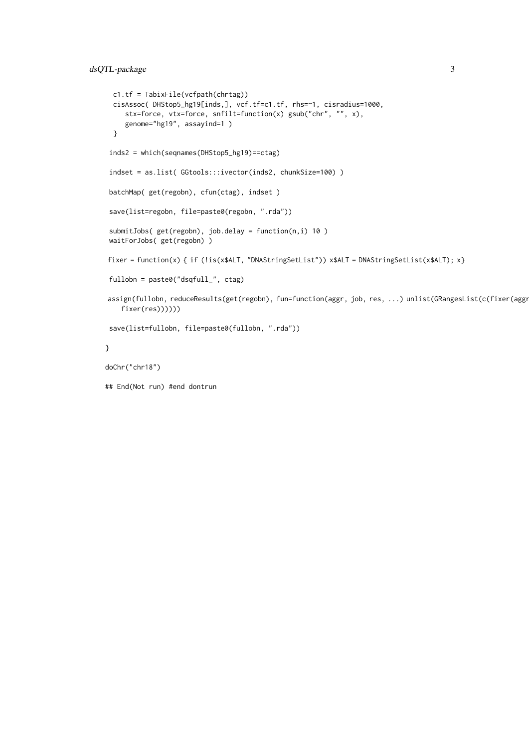```
  c1.tf = TabixFile(vcfpath(chrtag))
  cisAssoc( DHStop5_hg19[inds,], vcf.tf=c1.tf, rhs=~1, cisradius=1000,
     stx=force, vtx=force, snfilt=function(x) gsub("chr", "", x),
     genome="hg19", assayind=1 )
  }

 inds2 = which(seqnames(DHStop5_hg19)==ctag)

 indset = as.list( GGtools:::ivector(inds2, chunkSize=100) )

 batchMap( get(regobn), cfun(ctag), indset )

 save(list=regobn, file=paste0(regobn, ".rda"))

 submitJobs( get(regobn), job.delay = function(n,i) 10 )
 waitForJobs( get(regobn) )

 fixer = function(x) { if (!is(x$ALT, "DNAStringSetList")) x$ALT = DNAStringSetList(x$ALT); x}

 fullobn = paste0("dsqfull_", ctag)

 assign(fullobn, reduceResults(get(regobn), fun=function(aggr, job, res, ...) unlist(GRangesList(c(fixer(aggr
    fixer(res))))))

 save(list=fullobn, file=paste0(fullobn, ".rda"))

}

doChr("chr18")

## End(Not run) #end dontrun
```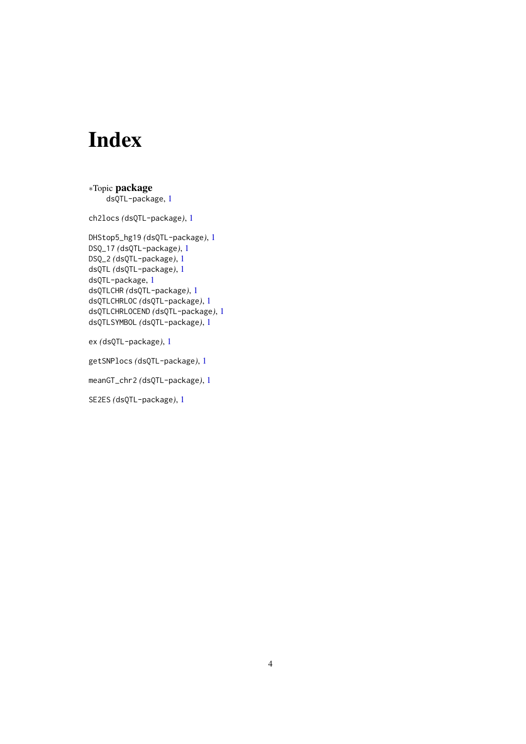# Index

∗Topic **package**
  dsQTL-package, 1

ch2locs *(*dsQTL-package*)*, 1

DHStop5_hg19 *(*dsQTL-package*)*, 1
DSQ_17 *(*dsQTL-package*)*, 1
DSQ_2 *(*dsQTL-package*)*, 1
dsQTL *(*dsQTL-package*)*, 1
dsQTL-package, 1
dsQTLCHR *(*dsQTL-package*)*, 1
dsQTLCHRLOC *(*dsQTL-package*)*, 1
dsQTLCHRLOCEND *(*dsQTL-package*)*, 1
dsQTLSYMBOL *(*dsQTL-package*)*, 1

ex *(*dsQTL-package*)*, 1

getSNPlocs *(*dsQTL-package*)*, 1

meanGT_chr2 *(*dsQTL-package*)*, 1

SE2ES *(*dsQTL-package*)*, 1